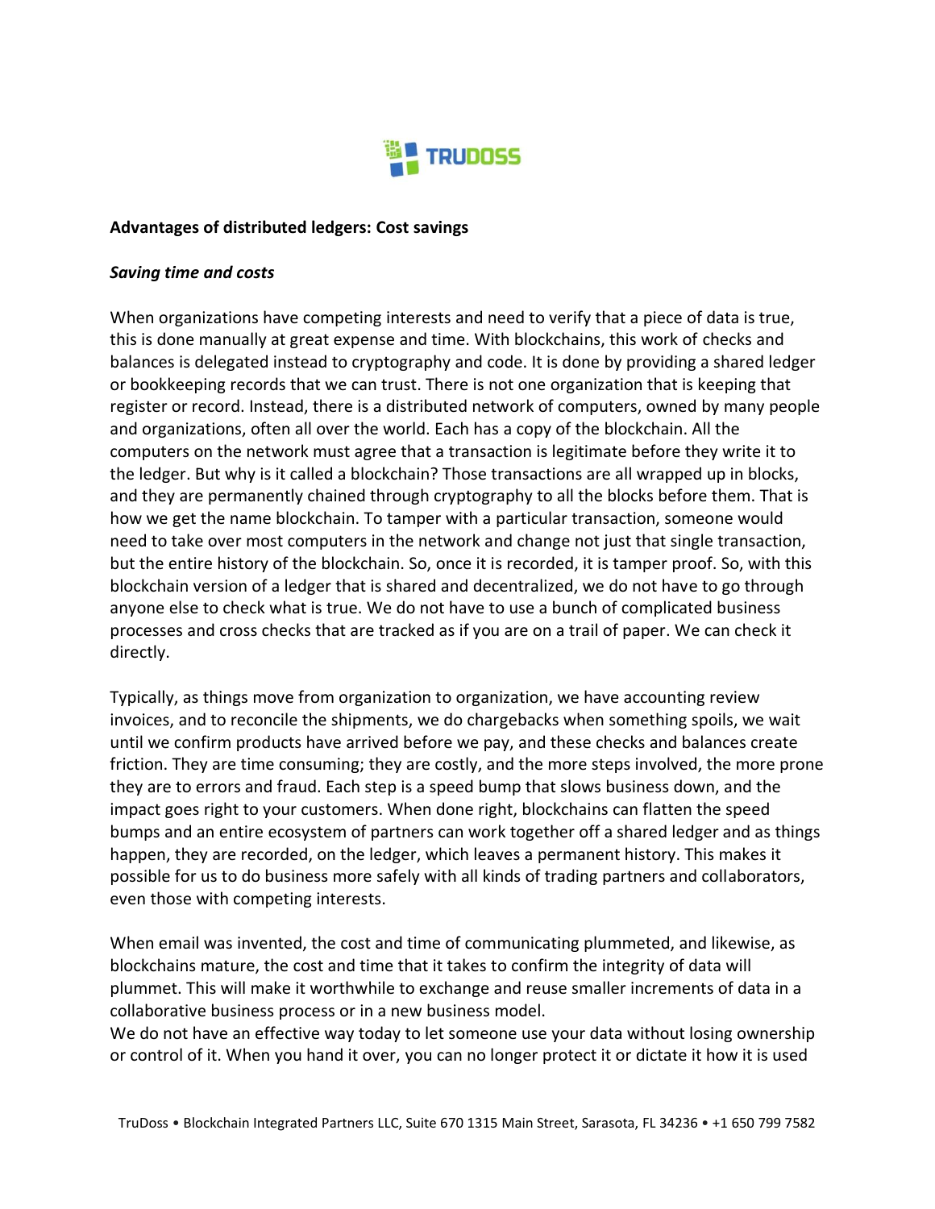**Advantages of distributed ledgers: Cost savings**

***Saving time and costs***

When organizations have competing interests and need to verify that a piece of data is true, this is done manually at great expense and time. With blockchains, this work of checks and balances is delegated instead to cryptography and code. It is done by providing a shared ledger or bookkeeping records that we can trust. There is not one organization that is keeping that register or record. Instead, there is a distributed network of computers, owned by many people and organizations, often all over the world. Each has a copy of the blockchain. All the computers on the network must agree that a transaction is legitimate before they write it to the ledger. But why is it called a blockchain? Those transactions are all wrapped up in blocks, and they are permanently chained through cryptography to all the blocks before them. That is how we get the name blockchain. To tamper with a particular transaction, someone would need to take over most computers in the network and change not just that single transaction, but the entire history of the blockchain. So, once it is recorded, it is tamper proof. So, with this blockchain version of a ledger that is shared and decentralized, we do not have to go through anyone else to check what is true. We do not have to use a bunch of complicated business processes and cross checks that are tracked as if you are on a trail of paper. We can check it directly.

Typically, as things move from organization to organization, we have accounting review invoices, and to reconcile the shipments, we do chargebacks when something spoils, we wait until we confirm products have arrived before we pay, and these checks and balances create friction. They are time consuming; they are costly, and the more steps involved, the more prone they are to errors and fraud. Each step is a speed bump that slows business down, and the impact goes right to your customers. When done right, blockchains can flatten the speed bumps and an entire ecosystem of partners can work together off a shared ledger and as things happen, they are recorded, on the ledger, which leaves a permanent history. This makes it possible for us to do business more safely with all kinds of trading partners and collaborators, even those with competing interests.

When email was invented, the cost and time of communicating plummeted, and likewise, as blockchains mature, the cost and time that it takes to confirm the integrity of data will plummet. This will make it worthwhile to exchange and reuse smaller increments of data in a collaborative business process or in a new business model.
We do not have an effective way today to let someone use your data without losing ownership or control of it. When you hand it over, you can no longer protect it or dictate it how it is used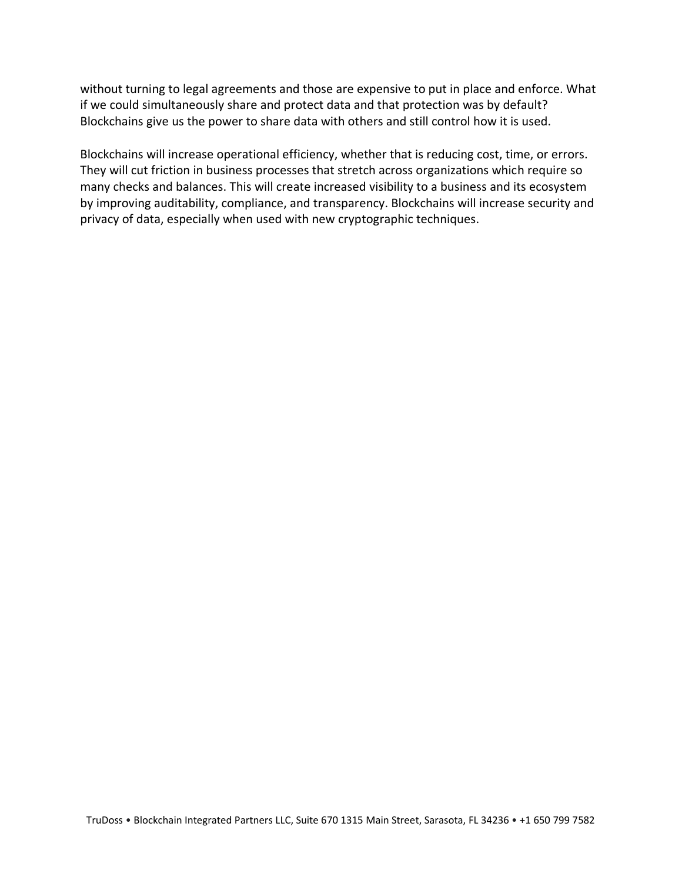without turning to legal agreements and those are expensive to put in place and enforce. What if we could simultaneously share and protect data and that protection was by default? Blockchains give us the power to share data with others and still control how it is used.

Blockchains will increase operational efficiency, whether that is reducing cost, time, or errors. They will cut friction in business processes that stretch across organizations which require so many checks and balances. This will create increased visibility to a business and its ecosystem by improving auditability, compliance, and transparency. Blockchains will increase security and privacy of data, especially when used with new cryptographic techniques.